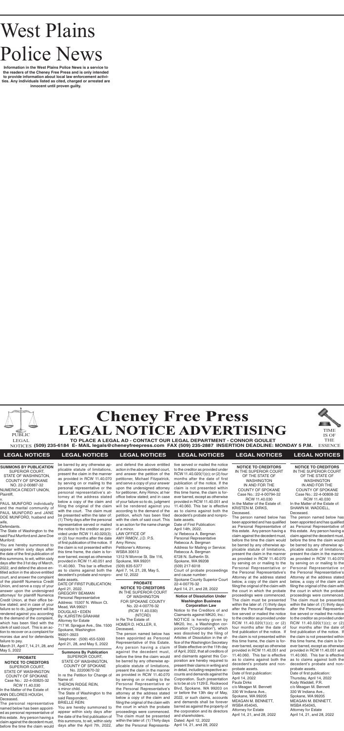# West Plains Police News

**Information in the West Plains Police News is a service to the readers of the Cheney Free Press and is only intended to provide information about local law enforcement activities. Any individuals listed as cited, charged or arrested are innocent until proven guilty.**

# Cheney Free Press LEGAL NOTICE ADVERTISING

PUBLIC LEGAL NOTICES

**TO PLACE A LEGAL AD - CONTACT OUR LEGAL DEPARTMENT - CONNOR GOULET**
**(509) 235-6184 E- MAIL legals@cheneyfreepress.com FAX (509) 235-2887 INSERTION DEADLINE: MONDAY 5 P.M.**

TIME IS OF THE ESSENCE

## LEGAL NOTICES

**SUMMONS BY PUBLICATION**
SUPERIOR COURT,
STATE OF WASHINGTON,
COUNTY OF SPOKANE
NO. 22-2-00887-32
NUMERICA CREDIT UNION,
Plaintiff,
v.
PAUL MUNFORD individually and the marital community of PAUL MUNFORD and JANE DOE MUNFORD, husband and wife,
Defendants.
The State of Washington to the said Paul Munford and Jane Doe Munford:
You are hereby summoned to appear within sixty days after the date of the first publication of this summons, to wit, within sixty days after the 31st day of March, 2022, and defend the above entitled action in the above entitled court, and answer the complaint of the plaintiff Numerica Credit Union, and serve a copy of your answer upon the undersigned attorneys' for plaintiff Numerica Credit Union, at their office below stated; and in case of your failure so to do, judgment will be rendered against you according to the demand of the complaint, which has been filed with the clerk of said court. This is an action to recover on a complaint for monies due and for defendants failure to pay.
March 31, April 7, 14, 21, 28, and May 5, 2022

**PROBATE NOTICE TO CREDITORS**
SUPERIOR COURT,
STATE OF WASHINGTON
COUNTY OF SPOKANE
Case No.: 22-4-00825-32
RCW 11.40.030
In the Matter of the Estate of:
ANN DELORES HOUGH,
Deceased.
The personal representative named below has been appointed as personal representative of this estate. Any person having a claim against the decedent must, before the time the claim would be barred by any otherwise applicable statute of limitations, present the claim in the manner as provided in RCW 11.40.070 by serving on or mailing to the personal representative or the personal representative's attorney at the address stated below a copy of the claim and filing the original of the claim with the court. The claim must be presented within the later of: (1) Thirty days after the personal representative served or mailed the notice to the creditor as provided under RCW 11.40.020(3); or (2) four months after the date of first publication of the notice. If the claim is not presented within this time frame, the claim is forever barred, except as otherwise provided in RCW 11.40.051 and 11.40.060. This bar is effective as to claims against both the decedent's probate and nonprobate assets.
DATE OF FIRST PUBLICATION:
April 21, 2022.
GREGORY BEAMAN
Personal Representative
Address: 15307 N. Wilson Ct.
Mead, WA 99021
DOUGLAS • EDEN
By: KJIRSTIN GRAHAM
Attorney for Estate
717 W. Sprague Ave., Ste. 1500
Spokane, Washington
99201-3923
Telephone: (509) 455-5300
April 21, 28, and May 5, 2022

**Summons By Publication**
SUPERIOR COURT,
STATE OF WASHINGTON,
COUNTY OF SPOKANE
No. 22200670-32
In re the Petition for Change of Name of:
THERON RIDGE REIN,
a minor child.
The State of Washington to the said Respondent,
BRIELLE REIN:
You are hereby summoned to appear within sixty days after the date of the first publication of this summons, to wit, within sixty days after the April 7th, 2022, and defend the above entitled action in the above entitled court, and answer the petition of the petitioner, Michael Fitzpatrick, and serve a copy of your answer upon the undersigned attorney for petitioner, Amy Rimov, at her office below stated; and in case of your failure so to do, judgment will be rendered against you according to the demand of the petition, which has been filed with the clerk of said court. This is an action for the name change of a minor.
LAW OFFICE OF
AMY RIMOV, J.D. P.S.
Amy Rimov,
Petitioner's Attorney.
WSBA 30613
1312 N Monroe St, Ste 116,
Spokane, WA 99201
(509) 835-5377
April 7, 14, 21, 28, May 5, and 12, 2022

**PROBATE NOTICE TO CREDITORS**
IN THE SUPERIOR COURT
OF WASHINGTON
FOR SPOKANE COUNTY
No. 22-4-00776-32
(RCW 11.40.030)
(NTCRD)
In Re The Estate of:
HOMER D. HOLLER, II,
Deceased.
The person named below has been appointed as Personal Representative of this Estate. Any person having a claim against the decedent must, before the time the claim would be barred by any otherwise applicable statute of limitations, present the claim in the manner as provided in RCW 11.40.070 by serving on or mailing to the Personal Representative or the Personal Representative's attorney at the address stated below a copy of the claim and filing the original of the claim with the court in which the probate proceedings were commenced. The claim must be presented within the later of: (1) Thirty days after the Personal Representative served or mailed the notice to the creditor as provided under RCW 11.40.020(1)(c); or (2) four months after the date of first publication of the notice. If the claim is not presented within this time frame, the claim is forever barred, except as otherwise provided in RCW 11.40.051 and 11.40.060. This bar is effective as to claims against both the decedent's probate and nonprobate assets.
Date of First Publication:
April 14th, 2022.
/s/ Rebecca A. Bergman
Personal Representative
Rebecca A. Bergman
Address for Mailing or Service:
Rebecca A. Bergman
6728 N. Sutherlin St.
Spokane, WA 99208
(509) 217-6018
Court of probate proceedings and cause number:
Spokane County Superior Court
22-4-00776-32
April 14, 21, and 28, 2022

**Notice of Dissolution Under Washington Business Corporation Law**
Notice to the Creditors of and Claimants against MK20, Inc.:
NOTICE is hereby given by MK20, Inc., a Washington corporation ("Corporation"), which was dissolved by the filing of Articles of Dissolution in the office of the Washington Secretary of State effective on the 11th day of April, 2022, that all creditors of and claimants against this Corporation are hereby required to present their claims in writing and in detail, including respective accounts and demands against the Corporation. Such presentation is to be at c/o 1129 E. Rockwood Blvd, Spokane, WA 99203 on or before the 13th day of May, 2022, or such claims, accounts and demands shall be forever barred as against the property of the corporation and its directors and shareholders.
Dated: April 12, 2022
April 14, 21, and 28, 2022

**NOTICE TO CREDITORS**
IN THE SUPERIOR COURT
OF THE STATE OF
WASHINGTON
IN AND FOR THE
COUNTY OF SPOKANE
Case No.: 22-4-00794-32
RCW 11.40.030
In the Matter of the Estate of:
KRISTEN M. DIRKS,
Deceased.
The person named below has been appointed and has qualified as Personal Representative of this estate. Any person having a claim against the decedent must, before the time the claim would be barred by any otherwise applicable statute of limitations, present the claim in the manner as provided in RCW 11.40.070 by serving on or mailing to the Personal Representative or the Personal Representative's Attorney at the address stated below, a copy of the claim and filing the original of the claim with the court in which the probate proceedings were commenced. The claim must be presented within the later of: (1) thirty days after the Personal Representative served or mailed the notice to the creditor as provided under RCW 11.40.020(1)(c); or (2) four months after the date of first publication of the notice. If the claim is not presented within this time frame, the claim is forever barred, except as otherwise provided in RCW 11.40.051 and 11.40.060. This bar is effective as to claims against both the decedent's probate and nonprobate assets.
Date of first publication:
April 14, 2022
Paula Dirks
c/o Meagan M. Bennett
330 W Indiana Ave.,
Spokane, WA 99205
MEAGAN M. BENNETT,
WSBA #54045,
Attorney for Estate
April 14, 21, and 28, 2022

**NOTICE TO CREDITORS**
IN THE SUPERIOR COURT
OF THE STATE OF
WASHINGTON
IN AND FOR THE
COUNTY OF SPOKANE
Case No.: 22-4-00808-32
RCW 11.40.030
In the Matter of the Estate of:
SHAWN M. WADDELL,
Deceased.
The person named below has been appointed and has qualified as Personal Representative of this estate. Any person having a claim against the decedent must, before the time the claim would be barred by any otherwise applicable statute of limitations, present the claim in the manner as provided in RCW 11.40.070 by serving on or mailing to the Personal Representative or the Personal Representative's Attorney at the address stated below, a copy of the claim and filing the original of the claim with the court in which the probate proceedings were commenced. The claim must be presented within the later of: (1) thirty days after the Personal Representative served or mailed the notice to the creditor as provided under RCW 11.40.020(1)(c); or (2) four months after the date of first publication of the notice. If the claim is not presented within this time frame, the claim is forever barred, except as otherwise provided in RCW 11.40.051 and 11.40.060. This bar is effective as to claims against both the decedent's probate and nonprobate assets.
Date of first publication:
Thursday, April 14, 2022
Kody Waddell, P.R.
c/o Meagan M. Bennett
330 W Indiana Ave.,
Spokane, WA 99205
MEAGAN M. BENNETT,
WSBA #54045,
Attorney for Estate
April 14, 21, and 28, 2022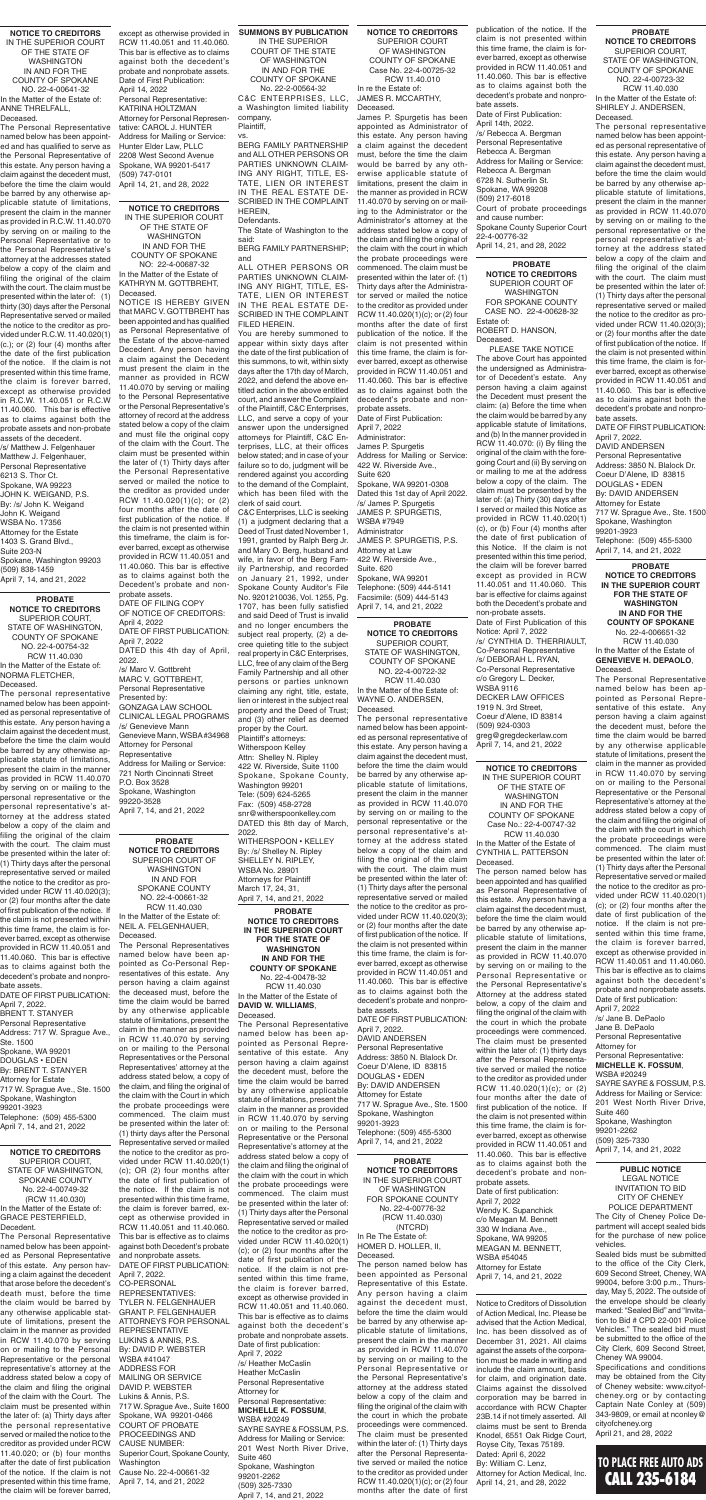**NOTICE TO CREDITORS**
IN THE SUPERIOR COURT OF THE STATE OF WASHINGTON IN AND FOR THE COUNTY OF SPOKANE
NO. 22-4-00641-32
In the Matter of the Estate of: ANNE THRELFALL, Deceased.

The Personal Representative named below has been appointed and has qualified to serve as the Personal Representative of this estate. Any person having a claim against the decedent must, before the time the claim would be barred by any otherwise applicable statute of limitations, present the claim in the manner as provided in R.C.W. 11.40.070 by serving on or mailing to the Personal Representative or to the Personal Representative's attorney at the addresses stated below a copy of the claim and filing the original of the claim with the court. The claim must be presented within the later of: (1) thirty (30) days after the Personal Representative served or mailed the notice to the creditor as provided under R.C.W. 11.40.020(1)(c.); or (2) four (4) months after the date of the first publication of the notice. If the claim is not presented within this time frame, the claim is forever barred, except as otherwise provided in R.C.W. 11.40.051 or R.C.W 11.40.060. This bar is effective as to claims against both the probate assets and non-probate assets of the decedent.
/s/ Matthew J. Felgenhauer
Matthew J. Felgenhauer, Personal Representative
6213 S. Thor Ct.
Spokane, WA 99223
JOHN K. WEIGAND, P.S.
By: /s/ John K. Weigand
John K. Weigand
WSBA No. 17356
Attorney for the Estate
1403 S. Grand Blvd., Suite 203-N
Spokane, Washington 99203
(509) 838-1459
April 7, 14, and 21, 2022

**PROBATE NOTICE TO CREDITORS**
SUPERIOR COURT, STATE OF WASHINGTON, COUNTY OF SPOKANE
NO. 22-4-00754-32
RCW 11.40.030
In the Matter of the Estate of: NORMA FLETCHER, Deceased.

The personal representative named below has been appointed as personal representative of this estate. Any person having a claim against the decedent must, before the time the claim would be barred by any otherwise applicable statute of limitations, present the claim in the manner as provided in RCW 11.40.070 by serving on or mailing to the personal representative or the personal representative's attorney at the address stated below a copy of the claim and filing the original of the claim with the court. The claim must be presented within the later of: (1) Thirty days after the personal representative served or mailed the notice to the creditor as provided under RCW 11.40.020(3); or (2) four months after the date of first publication of the notice. If the claim is not presented within this time frame, the claim is forever barred, except as otherwise provided in RCW 11.40.051 and 11.40.060. This bar is effective as to claims against both the decedent's probate and nonprobate assets.
DATE OF FIRST PUBLICATION: April 7, 2022.
BRENT T. STANYER
Personal Representative
Address: 717 W. Sprague Ave., Ste. 1500
Spokane, WA 99201
DOUGLAS • EDEN
By: BRENT T. STANYER
Attorney for Estate
717 W. Sprague Ave., Ste. 1500
Spokane, Washington 99201-3923
Telephone: (509) 455-5300
April 7, 14, and 21, 2022

**NOTICE TO CREDITORS**
SUPERIOR COURT, STATE OF WASHINGTON, SPOKANE COUNTY
No. 22-4-00749-32
(RCW 11.40.030)
In the Matter of the Estate of: GRACE PESTERFIELD, Decedent.

The Personal Representative named below has been appointed as Personal Representative of this estate. Any person having a claim against the decedent that arose before the decedent's death must, before the time the claim would be barred by any otherwise applicable statute of limitations, present the claim in the manner as provided in RCW 11.40.070 by serving on or mailing to the Personal Representative or the personal representative's attorney at the address stated below a copy of the claim and filing the original of the claim with the Court. The claim must be presented within the later of: (a) Thirty days after the personal representative served or mailed the notice to the creditor as provided under RCW 11.40.020; or (b) four months after the date of first publication of the notice. If the claim is not presented within this time frame, the claim will be forever barred, except as otherwise provided in RCW 11.40.051 and 11.40.060. This bar is effective as to claims against both the decedent's probate and nonprobate assets.
Date of First Publication: April 14, 2022
Personal Representative: KATRINA HOLTZMAN
Attorney for Personal Representative: CAROL J. HUNTER
Address for Mailing or Service: Hunter Elder Law, PLLC
2208 West Second Avenue
Spokane, WA 99201-5417
(509) 747-0101
April 14, 21, and 28, 2022

**NOTICE TO CREDITORS**
IN THE SUPERIOR COURT OF THE STATE OF WASHINGTON IN AND FOR THE COUNTY OF SPOKANE
NO: 22-4-00687-32
In the Matter of the Estate of: KATHRYN M. GOTTBREHT, Deceased.

NOTICE IS HEREBY GIVEN that MARC V. GOTTBREHT has been appointed and has qualified as Personal Representative of the Estate of the above-named Decedent. Any person having a claim against the Decedent must present the claim in the manner as provided in RCW 11.40.070 by serving or mailing to the Personal Representative or the Personal Representative's attorney of record at the address stated below a copy of the claim and must file the original copy of the claim with the Court. The claim must be presented within the later of (1) Thirty days after the Personal Representative served or mailed the notice to the creditor as provided under RCW 11.40.020(1)(c); or (2) four months after the date of first publication of the notice. If the claim is not presented within this timeframe, the claim is forever barred, except as otherwise provided in RCW 11.40.051 and 11.40.060. This bar is effective as to claims against both the Decedent's probate and nonprobate assets.
DATE OF FILING COPY OF NOTICE OF CREDITORS: April 4, 2022
DATE OF FIRST PUBLICATION: April 7, 2022
DATED this 4th day of April, 2022.
/s/ Marc V. Gottbreht
MARC V. GOTTBREHT, Personal Representative
Presented by:
GONZAGA LAW SCHOOL CLINICAL LEGAL PROGRAMS
/s/ Genevieve Mann
Genevieve Mann, WSBA #34968
Attorney for Personal Representative
Address for Mailing or Service:
721 North Cincinnati Street
P.O. Box 3528
Spokane, Washington 99220-3528
April 7, 14, and 21, 2022

**PROBATE NOTICE TO CREDITORS**
SUPERIOR COURT OF WASHINGTON IN AND FOR SPOKANE COUNTY
NO. 22-4-00661-32
RCW 11.40.030
In the Matter of the Estate of: NEIL A. FELGENHAUER, Deceased.

The Personal Representatives named below have been appointed as Co-Personal Representatives of this estate. Any person having a claim against the deceased must, before the time the claim would be barred by any otherwise applicable statute of limitations, present the claim in the manner as provided in RCW 11.40.070 by serving on or mailing to the Personal Representatives or the Personal Representatives' attorney at the address stated below a copy of the claim, and filing the original of the claim with the Court in which the probate proceedings were commenced. The claim must be presented within the later of: (1) thirty days after the Personal Representatives served or mailed the notice to the creditor as provided under RCW 11.40.020(1)(c); OR (2) four months after the date of first publication of the notice. If the claim is not presented within this time frame, the claim is forever barred, except as otherwise provided in RCW 11.40.051 and 11.40.060. This bar is effective as to claims against both the decedent's probate and nonprobate assets.
DATE OF FIRST PUBLICATION: April 7, 2022.
CO-PERSONAL REPRESENTATIVES:
TYLER N. FELGENHAUER
GRANT P. FELGENHAUER
ATTORNEYS FOR PERSONAL REPRESENTATIVE
LUKINS & ANNIS, P.S.
By: DAVID P. WEBSTER
WSBA #41047
ADDRESS FOR MAILING OR SERVICE
DAVID P. WEBSTER
Lukins & Annis, P.S.
717 W. Sprague Ave., Suite 1600
Spokane, WA 99201-0466
COURT OF PROBATE PROCEEDINGS AND CAUSE NUMBER:
Superior Court, Spokane County, Washington
Cause No. 22-4-00661-32
April 7, 14, and 21, 2022

**SUMMONS BY PUBLICATION**
IN THE SUPERIOR COURT OF THE STATE OF WASHINGTON IN AND FOR THE COUNTY OF SPOKANE
No. 22-2-00564-32
C&C ENTERPRISES, LLC, a Washington limited liability company, Plaintiff,
vs.
BERG FAMILY PARTNERSHIP and ALL OTHER PERSONS OR PARTIES UNKNOWN CLAIMING ANY RIGHT, TITLE, ESTATE, LIEN OR INTEREST IN THE REAL ESTATE DESCRIBED IN THE COMPLAINT HEREIN, Defendants.

The State of Washington to the said:
BERG FAMILY PARTNERSHIP; and
ALL OTHER PERSONS OR PARTIES UNKNOWN CLAIMING ANY RIGHT, TITLE, ESTATE, LIEN OR INTEREST IN THE REAL ESTATE DESCRIBED IN THE COMPLAINT FILED HEREIN.

You are hereby summoned to appear within sixty days after the date of the first publication of this summons, to wit, within sixty days after the 17th day of March, 2022, and defend the above entitled action in the above entitled court, and answer the Complaint of the Plaintiff, C&C Enterprises, LLC, and serve a copy of your answer upon the undersigned attorneys for Plaintiff, C&C Enterprises, LLC, at their offices below stated; and in case of your failure so to do, judgment will be rendered against you according to the demand of the Complaint, which has been filed with the clerk of said court.

C&C Enterprises, LLC is seeking (1) a judgment declaring that a Deed of Trust dated November 1, 1991, granted by Ralph Berg Jr. and Mary O. Berg, husband and wife, in favor of the Berg Family Partnership and recorded on January 21, 1992, under Spokane County Auditor's File No. 9201210036, Vol. 1255, Pg. 1707, has been fully satisfied and said Deed of Trust is invalid and no longer encumbers the subject real property, (2) a decree quieting title to the subject real property in C&C Enterprises, LLC, free of any claim of the Berg Family Partnership and all other persons or parties unknown claiming any right, title, estate, lien or interest in the subject real property and the Deed of Trust; and (3) other relief as deemed proper by the Court.
Plaintiff's attorneys:
Witherspoon Kelley
Attn: Shelley N. Ripley
422 W. Riverside, Suite 1100
Spokane, Spokane County, Washington 99201
Tele: (509) 624-5265
Fax: (509) 458-2728
snr@witherspoonkelley.com
DATED this 8th day of March, 2022.
WITHERSPOON • KELLEY
By: /s/ Shelley N. Ripley
SHELLEY N. RIPLEY, WSBA No. 28901
Attorneys for Plaintiff
March 17, 24, 31, April 7, 14, and 21, 2022

**PROBATE NOTICE TO CREDITORS IN THE SUPERIOR COURT FOR THE STATE OF WASHINGTON IN AND FOR THE COUNTY OF SPOKANE**
No. 22-4-00478-32
RCW 11.40.030
In the Matter of the Estate of **DAVID W. WILLIAMS**, Deceased.

The Personal Representative named below has been appointed as Personal Representative of this estate. Any person having a claim against the decedent must, before the time the claim would be barred by any otherwise applicable statute of limitations, present the claim in the manner as provided in RCW 11.40.070 by serving on or mailing to the Personal Representative or the Personal Representative's attorney at the address stated below a copy of the claim and filing the original of the claim with the court in which the probate proceedings were commenced. The claim must be presented within the later of: (1) Thirty days after the Personal Representative served or mailed the notice to the creditor as provided under RCW 11.40.020(1)(c); or (2) four months after the date of first publication of the notice. If the claim is not presented within this time frame, the claim is forever barred, except as otherwise provided in RCW 11.40.051 and 11.40.060. This bar is effective as to claims against both the decedent's probate and nonprobate assets.
Date of first publication: April 7, 2022
/s/ Heather McCaslin
Heather McCaslin
Personal Representative
Attorney for Personal Representative:
**MICHELLE K. FOSSUM**, WSBA #20249
SAYRE SAYRE & FOSSUM, P.S.
Address for Mailing or Service:
201 West North River Drive, Suite 460
Spokane, Washington 99201-2262
(509) 325-7330
April 7, 14, and 21, 2022

**NOTICE TO CREDITORS**
SUPERIOR COURT OF WASHINGTON COUNTY OF SPOKANE
Case No. 22-4-00725-32
RCW 11.40.010
In re the Estate of: JAMES R. MCCARTHY, Deceased.

James P. Spurgetis has been appointed as Administrator of this estate. Any person having a claim against the decedent must, before the time the claim would be barred by any otherwise applicable statute of limitations, present the claim in the manner as provided in RCW 11.40.070 by serving on or mailing to the Administrator or the Administrator's attorney at the address stated below a copy of the claim and filing the original of the claim with the court in which the probate proceedings were commenced. The claim must be presented within the later of: (1) Thirty days after the Administrator served or mailed the notice to the creditor as provided under RCW 11.40.020(1)(c); or (2) four months after the date of first publication of the notice. If the claim is not presented within this time frame, the claim is forever barred, except as otherwise provided in RCW 11.40.051 and 11.40.060. This bar is effective as to claims against both the decedent's probate and nonprobate assets.
Date of First Publication: April 7, 2022
Administrator:
James P. Spurgetis
Address for Mailing or Service:
422 W. Riverside Ave., Suite 620
Spokane, WA 99201-0308
Dated this 1st day of April 2022.
/s/ James P. Spurgetis
JAMES P. SPURGETIS, WSBA #7949
Administrator
JAMES P. SPURGETIS, P.S.
Attorney at Law
422 W. Riverside Ave., Suite. 620
Spokane, WA 99201
Telephone: (509) 444-5141
Facsimile: (509) 444-5143
April 7, 14, and 21, 2022

**PROBATE NOTICE TO CREDITORS**
SUPERIOR COURT, STATE OF WASHINGTON, COUNTY OF SPOKANE
NO. 22-4-00722-32
RCW 11.40.030
In the Matter of the Estate of: WAYNE O. ANDERSEN, Deceased.

The personal representative named below has been appointed as personal representative of this estate. Any person having a claim against the decedent must, before the time the claim would be barred by any otherwise applicable statute of limitations, present the claim in the manner as provided in RCW 11.40.070 by serving on or mailing to the personal representative or the personal representative's attorney at the address stated below a copy of the claim and filing the original of the claim with the court. The claim must be presented within the later of: (1) Thirty days after the personal representative served or mailed the notice to the creditor as provided under RCW 11.40.020(3); or (2) four months after the date of first publication of the notice. If the claim is not presented within this time frame, the claim is forever barred, except as otherwise provided in RCW 11.40.051 and 11.40.060. This bar is effective as to claims against both the decedent's probate and nonprobate assets.
DATE OF FIRST PUBLICATION: April 7, 2022.
DAVID ANDERSEN
Personal Representative
Address: 3850 N. Blalock Dr.
Coeur D'Alene, ID 83815
DOUGLAS • EDEN
By: DAVID ANDERSEN
Attorney for Estate
717 W. Sprague Ave., Ste. 1500
Spokane, Washington 99201-3923
Telephone: (509) 455-5300
April 7, 14, and 21, 2022

**PROBATE NOTICE TO CREDITORS**
IN THE SUPERIOR COURT OF WASHINGTON FOR SPOKANE COUNTY
No. 22-4-00776-32
RCW 11.40.030
(NTCRD)
In Re The Estate of: HOMER D. HOLLER, II, Deceased.

The person named below has been appointed as Personal Representative of this Estate. Any person having a claim against the decedent must, before the time the claim would be barred by any otherwise applicable statute of limitations, present the claim in the manner as provided in RCW 11.40.070 by serving on or mailing to the Personal Representative or the Personal Representative's attorney at the address stated below a copy of the claim and filing the original of the claim with the court in which the probate proceedings were commenced. The claim must be presented within the later of: (1) Thirty days after the Personal Representative served or mailed the notice to the creditor as provided under RCW 11.40.020(1)(c); or (2) four months after the date of first publication of the claim. If the claim is not presented within this time frame, the claim is forever barred, except as otherwise provided in RCW 11.40.051 and 11.40.060. This bar is effective as to claims against both the decedent's probate and nonprobate assets.
Date of First Publication: April 14th, 2022.
/s/ Rebecca A. Bergman
Personal Representative
Rebecca A. Bergman
Address for Mailing or Service:
Rebecca A. Bergman
6728 N. Sutherlin St.
Spokane, WA 99208
(509) 217-6018
Court of probate proceedings and cause number:
Spokane County Superior Court 22-4-00776-32
April 14, 21, and 28, 2022

**PROBATE NOTICE TO CREDITORS**
SUPERIOR COURT OF WASHINGTON FOR SPOKANE COUNTY
CASE NO. 22-4-00628-32
Estate of: ROBERT D. HANSON, Deceased.

PLEASE TAKE NOTICE
The above Court has appointed the undersigned as Administrator of Decedent's estate. Any person having a claim against the Decedent must present the claim: (a) Before the time when the claim would be barred by any applicable statute of limitations, and (b) In the manner provided in RCW 11.40.070: (i) By filing the original of the claim with the foregoing Court and (ii) By serving on or mailing to me at the address below a copy of the claim. The claim must be presented by the later of: (a) Thirty (30) days after I served or mailed this Notice as provided in RCW 11.40.020(1)(c), or (b) Four (4) months after the date of first publication of this Notice. If the claim is not presented within this time period, the claim will be forever barred except as provided in RCW 11.40.051 and 11.40.060. This bar is effective for claims against both the Decedent's probate and non-probate assets.
Date of First Publication of this Notice: April 7, 2022
/s/ CYNTHIA D. THERRIAULT, Co-Personal Representative
/s/ DEBORAH L. RYAN, Co-Personal Representative
c/o Gregory L. Decker, WSBA 9116
DECKER LAW OFFICES
1919 N. 3rd Street,
Coeur d'Alene, ID 83814
(509) 924-0303
greg@gregdeckerlaw.com
April 7, 14, and 21, 2022

**NOTICE TO CREDITORS**
IN THE SUPERIOR COURT OF THE STATE OF WASHINGTON IN AND FOR THE COUNTY OF SPOKANE
Case No.: 22-4-00747-32
RCW 11.40.030
In the Matter of the Estate of CYNTHIA L. PATTERSON Deceased.

The person named below has been appointed and has qualified as Personal Representative of this estate. Any person having a claim against the decedent must, before the time the claim would be barred by any otherwise applicable statute of limitations, present the claim in the manner as provided in RCW 11.40.070 by serving on or mailing to the Personal Representative or the Personal Representative's Attorney at the address stated below, a copy of the claim and filing the original of the claim with the court in which the probate proceedings were commenced. The claim must be presented within the later of: (1) thirty days after the Personal Representative served or mailed the notice to the creditor as provided under RCW 11.40.020(1)(c); or (2) four months after the date of first publication of the notice. If the claim is not presented within this time frame, the claim is forever barred, except as otherwise provided in RCW 11.40.051 and 11.40.060. This bar is effective as to claims against both the decedent's probate and nonprobate assets.
Date of first publication: April 7, 2022
Wendy K. Supanchick
c/o Meagan M. Bennett
330 W Indiana Ave.,
Spokane, WA 99205
MEAGAN M. BENNETT, WSBA #54045
Attorney for Estate
April 7, 14, and 21, 2022

Notice to Creditors of Dissolution of Action Medical, Inc. Please be advised that the Action Medical, Inc. has been dissolved as of December 31, 2021. All claims against the assets of the corporation must be made in writing and include the claim amount, basis for claim, and origination date. Claims against the dissolved corporation may be barred in accordance with RCW Chapter 23B.14 if not timely asserted. All claims must be sent to Brenda Knodel, 6551 Oak Ridge Court, Royse City, Texas 75189.
Dated: April 6, 2022
By: William C. Lenz, Attorney for Action Medical, Inc.
April 14, 21, and 28, 2022

**PROBATE NOTICE TO CREDITORS**
SUPERIOR COURT, STATE OF WASHINGTON, COUNTY OF SPOKANE
NO. 22-4-00723-32
RCW 11.40.030
In the Matter of the Estate of: SHIRLEY J. ANDERSEN, Deceased.

The personal representative named below has been appointed as personal representative of this estate. Any person having a claim against the decedent must, before the time the claim would be barred by any otherwise applicable statute of limitations, present the claim in the manner as provided in RCW 11.40.070 by serving on or mailing to the personal representative or the personal representative's attorney at the address stated below a copy of the claim and filing the original of the claim with the court. The claim must be presented within the later of: (1) Thirty days after the personal representative served or mailed the notice to the creditor as provided under RCW 11.40.020(3); or (2) four months after the date of first publication of the notice. If the claim is not presented within this time frame, the claim is forever barred, except as otherwise provided in RCW 11.40.051 and 11.40.060. This bar is effective as to claims against both the decedent's probate and nonprobate assets.
DATE OF FIRST PUBLICATION: April 7, 2022.
DAVID ANDERSEN
Personal Representative
Address: 3850 N. Blalock Dr.
Coeur D'Alene, ID 83815
DOUGLAS • EDEN
By: DAVID ANDERSEN
Attorney for Estate
717 W. Sprague Ave., Ste. 1500
Spokane, Washington 99201-3923
Telephone: (509) 455-5300
April 7, 14, and 21, 2022

**PROBATE NOTICE TO CREDITORS IN THE SUPERIOR COURT FOR THE STATE OF WASHINGTON IN AND FOR THE COUNTY OF SPOKANE**
No. 22-4-006651-32
RCW 11.40.030
In the Matter of the Estate of **GENEVIEVE H. DEPAOLO**, Deceased.

The Personal Representative named below has been appointed as Personal Representative of this estate. Any person having a claim against the decedent must, before the time the claim would be barred by any otherwise applicable statute of limitations, present the claim in the manner as provided in RCW 11.40.070 by serving on or mailing to the Personal Representative or the Personal Representative's attorney at the address stated below a copy of the claim and filing the original of the claim with the court in which the probate proceedings were commenced. The claim must be presented within the later of: (1) Thirty days after the Personal Representative served or mailed the notice to the creditor as provided under RCW 11.40.020(1)(c); or (2) four months after the date of first publication of the notice. If the claim is not presented within this time frame, the claim is forever barred, except as otherwise provided in RCW 11.40.051 and 11.40.060. This bar is effective as to claims against both the decedent's probate and nonprobate assets.
Date of first publication: April 7, 2022
/s/ Jane B. DePaolo
Jane B. DePaolo
Personal Representative
Attorney for Personal Representative:
**MICHELLE K. FOSSUM**, WSBA #20249
SAYRE SAYRE & FOSSUM, P.S.
Address for Mailing or Service:
201 West North River Drive, Suite 460
Spokane, Washington 99201-2262
(509) 325-7330
April 7, 14, and 21, 2022

**PUBLIC NOTICE**
LEGAL NOTICE
INVITATION TO BID
CITY OF CHENEY
POLICE DEPARTMENT

The City of Cheney Police Department will accept sealed bids for the purchase of new police vehicles.

Sealed bids must be submitted to the office of the City Clerk, 609 Second Street, Cheney, WA 99004, before 3:00 p.m., Thursday, May 5, 2022. The outside of the envelope should be clearly marked: "Sealed Bid" and "Invitation to Bid # CPD 22-001 Police Vehicles." The sealed bid must be submitted to the office of the City Clerk, 609 Second Street, Cheney WA 99004.

Specifications and conditions may be obtained from the City of Cheney website: www.cityofcheney.org or by contacting Captain Nate Conley at (509) 343-9809, or email at nconley@cityofcheney.org
April 21, and 28, 2022

**TO PLACE FREE AUTO ADS CALL 235-6184**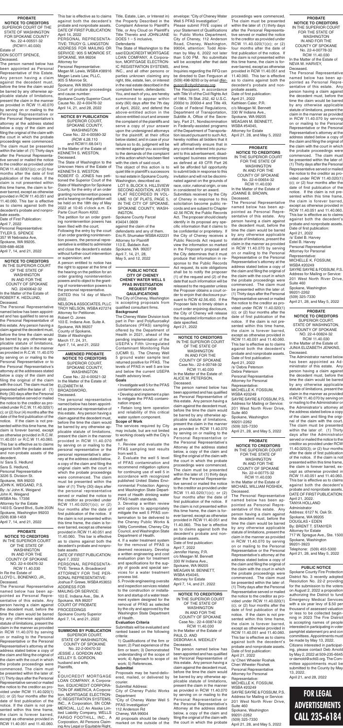**PROBATE NOTICE TO CREDITORS**
SUPERIOR COURT OF THE STATE OF WASHINGTON FOR SPOKANE COUNTY
No. 22-4-00551-32 (RCW11.40.030)

Estate of
DON SCOTT SPENCE, Deceased.

The person named below has been appointed as Personal Representative of this Estate. Any person having a claim against the decedent must, before the time the claim would be barred by any otherwise applicable statute of limitations, present the claim in the manner as provided in RCW 11.40.070 by serving on or mailing to the Personal Representative or the Personal Representative's attorney at the address stated below a copy of the claim and filing the original of the claim with the court in which the probate proceedings were commenced. The claim must be presented within the later of: (1) Thirty days after the Personal Representative served or mailed the notice to the creditor as provided under RCW 11.40.020(1)(c); or (2) four months after the date of first publication of the notice. If the claim is not presented within this time frame, the claim is forever barred, except as otherwise provided in RCW 11.40.051 and 11.40.060. This bar is effective as to claims against both the decedent's probate and nonprobate assets.

Date of First Publication:
April 7, 2022
Personal Representative:
TYLER S. SPENCE
357 W Nebraska Ave,
Spokane, WA 99205.
509-688-4638
April 7, 14, and 21, 2022

---

**NOTICE TO CREDITORS**
IN THE SUPERIOR COURT OF THE STATE OF WASHINGTON IN AND FOR THE COUNTY OF SPOKANE
NO. 22400642-32

In the Matter of the Estate of: ROBERT K. HEDLUND, Deceased.

The Personal Representative named below has been appointed and has qualified to serve as the Personal Representative of this estate. Any person having a claim against the decedent must, before the time the claim would be barred by any otherwise applicable statute of limitations, present the claim in the manner as provided in R.C.W. 11.40.070 by serving on or mailing to the Personal Representative or to the Personal Representative's attorney at the addresses stated below a copy of the claim and filing the original of the claim with the court. The claim must be presented within the later of: (1) thirty (30) days after the Personal Representative served or mailed the notice to the creditor as provided under R.C.W. 11.40.020(1)(c); or (2) four (4) months after the date of the first publication of the notice. If the claim is not presented within this time frame, the claim is forever barred, except as otherwise provided in R.C.W. 11.40.051 or R.C.W 11.40.060. This bar is effective as to claims against both the probate assets and non-probate assets of the decedent.

/s/ Sara S. Hedlund
Sara S. Hedlund,
Personal Representative
3226 S. Division St.
Spokane, WA 99203
JOHN K. WEIGAND, P.S.
By: /s/ John K. Weigand
John K. Weigand
WSBA No. 17356
Attorney for the Estate
1403 S. Grand Blvd., Suite 203N
Spokane, Washington 99203
(509) 838-1459
April 7, 14, and 21, 2022

---

**PROBATE NOTICE TO CREDITORS**
IN THE SUPERIOR COURT OF THE STATE OF WASHINGTON IN AND FOR THE COUNTY OF SPOKANE
NO. 22-4-00476-32
RCW 11.40.030

In Re the Estate of
LLOYD L. BONENKO, JR., Deceased.

The Personal Representative named below has been appointed as Personal Representative of this estate. Any person having a claim against the decedent must, before the time the claim would be barred by any otherwise applicable statute of limitations, present the claim in the manner as provided in RCW 11.40.070 by serving on or mailing to the Personal Representative or the Personal Representative's attorney at the address stated below a copy of the claim and filing the original of the claim with the court in which the probate proceedings were commenced. The claim must be presented within the later of: (1) Thirty days after the Personal Representative served or mailed the notice to the creditor as provided under RCW 11.40.020(1)(c); or (2) four months after the date of first publication of the notice. If the claim is not presented within this time frame, the claim is forever barred, except as otherwise provided in RCW 11.40.051 and 11.40.060. This bar is effective as to claims against both the decedent's probate and nonprobate assets.

DATE OF FIRST PUBLICATION: April 14, 2022
PERSONAL REPRESENTATIVE: TRUDY G. LANGSTON
ADDRESS FOR MAILING OR SERVICE: 905 S MONROE ST, SPOKANE, WA 99204
Attorney for Personal Representative: Megan M. Lewis, WSBA #38916
Megan Lewis Law, PLLC,
905 S Monroe St,
Spokane, WA 99204
Court of probate proceedings and cause number: Spokane County Superior Court, Cause No. 22-4-00476-32
April 14, 21, and 28, 2022

---

**NOTICE BY PUBLICATION**
SUPERIOR COURT, SPOKANE COUNTY, WASHINGTON
Case No.: 22-4-00580-32 (RCW 4.28.110 and RCW11.68.041)

In the Matter of the Estate of: KENNETH S. WESTON, Deceased.

The State of Washington to the Unknown Heirs of the Estate of KENNETH S. WESTON:

ROBERT O. JONES has petitioned the Superior Court of the State of Washington for Spokane County, for the entry of an order granting nonintervention powers and a hearing on that petition will be held on the 18th day of May 2022 at 10:45 o'clock a.m. Ex Parte Court Room #202.

The petition for an order granting nonintervention powers has been filed with the court;

Following the entry by the court of an order granting nonintervention powers, the personal representative is entitled to administer and close the decedent's estate without further court intervention or supervision; and

A person entitled to notice has the right to appear at the time of the hearing on the petition for an order granting nonintervention powers and to object to the granting of nonintervention powers to the personal representative.

DATED this 14 day of March 2022.

NELSON & ASSOCIATES, PLLC
TROY NELSON, WSBA #27274
Attorney for Petitioner,
Robert O. Jones
103 E. Indiana Ave. Suite A.
Spokane, WA 99207
County of Spokane,
State of Washington
March 17, 24, 31,
April 7, 14, and 21, 2022

---

**AMENDED PROBATE NOTICE TO CREDITORS**
SUPERIOR COURT, SPOKANE COUNTY, WASHINGTON
Case No.: 22-4-00521-32

In the Matter of the Estate of: ELIZABETH M. BROADSWORD, Deceased.

The personal representative named below has been appointed as personal representative of this estate. Any person having a claim against the decedent must, before the time the claim would be barred by any otherwise applicable statute of limitations, present the claim in the manner as provided in RCW 11.40.070 by serving on or mailing to the personal representative or the personal representative's attorney at the address stated below, a copy of the claim and filing the original claim with the court in which the probate proceedings were commenced. The claim must be presented within the later of (1) Thirty (30) days after the personal representative served or mailed the notice to the creditor as provided under RCW 11.40.020(1)(c); or (2) four months after the date of first publication of the notice. If the claim is not presented within this time frame, the claim is forever barred, except as otherwise provided in RCW 11.40.051 and 11.40.060. This bar is effective as to claims against both the decedent's probate and nonprobate assets.

DATE OF FIRST PUBLICATION: April 7, 2022
PERSONAL REPRESENTATIVE: Teresa A. Broadsword
ATTORNEY FOR THE PERSONAL REPRESENTATIVE: Joshua P. Grewe, WSBA #53653
ADDRESS FOR MAILING OR SERVICE:
103 E. Indiana Ave., Ste. A
Spokane, WA 99207
COURT OF PROBATE PROCEEDINGS
Spokane County Superior
April 7, 14, and 21, 2022

---

**SUMMONS BY PUBLICATION**
SUPERIOR COURT, STATE OF WASHINGTON, COUNTY OF SPOKANE
No. 22-2-00470-32

JESSIE J. GORDON AND KELLEY S. GORDON, husband and wife, Plaintiffs,
v.
EQUICREDIT MORTGAGE LOAN COMPANY, A Corporation, EQUICREDIT CORPORATION OF AMERICA, A Corporation, MORTGAGE ELECTRONIC REGISTRATION SYSTEMS, INC., A Corporation, SN COMMERCIAL, LLC An Alaska Limited Liability Company, WELLS FARGO FOOTHILL, INC., A Corporation, All Persons Claiming Any Legal or Equitable Right, Title, Estate, Lien, or Interest in) the Property Described in the Complaint Adverse to Plaintiff's Title, or Any Cloud on Plaintiff's Title Thereto and JOHN/JANE DOES 1 – 5 inclusive, Defendants

The State of Washington to the said EQUICREDIT MORTGAGE LOAN COMPANY, A Corporation, MORTGAGE ELECTRONIC REGISTRATION SYSTEMS, INC., and all other persons or parties unknown claiming any right, title, estate, lien, or interest in the real estate described in the complaint herein, defendants:

You, and each of you, are hereby summoned to appear within sixty (60) days after the 7th day of April, 2022, and defend the above-entitled action in the above-entitled court and answer the complaint of the plaintiffs and serve a copy of your answer upon the undersigned attorneys for the plaintiff, at their office below stated; and in case of your failure so to do, judgment will be rendered against you according to the demands of the complaint in this action which has been filed with the clerk of said court.

The object of this action is to quiet title in plaintiff's successors to real estate in Spokane County, Washington, described as:

LOT 9, BLOCK 9, HILLSVIEW SECOND ADDITION, AS PER PLAT RECORDED IN VOLUME 10 OF PLATS, PAGE 5, IN THE CITY OF SPOKANE, SPOKANE COUNTY, WASHINGTON.

Spokane County Parcel #34041.0809 against the claim of the defendants and any of them.

Eric R. Shumaker WSBA #22231
Attorney for Plaintiff
113 E. Baldwin Ave.
Spokane, WA 99207
April 7, 14, 21, 28,
May 5, and 12, 2022

---

**PUBLIC NOTICE**
**CITY OF CHENEY**
**CHENEY WATER WELL 5 PFAS INVESTIGATION**
**REQUEST FOR QUALIFICATIONS**

The City of Cheney, Washington is accepting proposals from qualified consultant firms.

**Background**

The Cheney Water Division took part in Per- and Polyfluoroalkyl Substances (PFAS) sampling offered by the Department of Health in 2021, ahead of the pending implementation of the USEPA's Fifth Unregulated Contaminant Monitoring Rule (UCMR 5). The Cheney Well 5 ground water sample test returned positive for PFAS. The levels of PFAS in well 5 are low and below the current USEPA health advisory level.

**Goals**

- Investigate well 5 for the PFAS contamination source.
- Develop and implement a plan to mitigate the PFAS contamination impact.
- Retain long term operation and reliability of this critical water system component.

**Scope of Work**

The services required by City may include, but are not limited to working closely with the City's staff to:

1. Review and evaluate the PFAS sampling test results from well 5.
2. Evaluate the well 5 level of PFAS contamination and recommend mitigation options for continuing use of well 5 in accordance with recognized published United States Environmental Protection Agency and Washington State Department of Health drinking water PFAS health standards.
3. Develop a written review and options to appropriately mitigate the well 5 PFAS contamination to be delivered to the Cheney Public Works & Utility Committee, Cheney City Council, and Washington State Department of Health.
4. If a water treatment system for the removal of PFAS is deemed necessary. Develop a written engineering and cost evaluation plan for treatment and specifications for the supply of goods and special services for a water treatment process bid.
5. Provide engineering oversite and inspection services related to the construction or installation and startup of a water treatment system designed for the removal of PFAS as selected by the city and approved by the Washington State Department of Health.

**Evaluation Criteria**

Submittals will be evaluated and ranked based on the following criteria:

1) Qualifications of the firm or team; 2) Past experience of the firm or team; 3) Demonstrated understanding of the scope of work; 4) Approach to scope of work; 5) References.

**Submittal**

Proposals may be hand-delivered, mailed, or delivered by courier.

Submittal Address:
City of Cheney Public Works Department
"City of Cheney Water Well 5 PFAS Investigation"
112 Anderson Rd
Cheney, WA 99004

All proposals should be clearly marked on the outside of the envelope: "City of Cheney Water Well 5 PFAS Investigation".

Please submit FIVE copies of your Statement of Qualifications to: Public Works Department, City of Cheney, 112 Anderson Road, Cheney, Washington, 99004, attention: Todd Ableman by May 6, 2022 not later than 5:00 PM. No submittals will be accepted after that date and time.

Inquiries regarding the RFQ can be directed to Dan Ferguson at (509) 498-9293 or by email dferguson@cityofcheney.org.

The Recipient, in accordance with Title VI of the Civil Rights Act of 1964, 78 Stat. 252, 42 U.S.C. 2000d to 2000d-4 and Title 49, Code of Federal Regulations, Department of Transportation, Subtitle A, Office of the Secretary, Part 21, Nondiscrimination in Federally-assisted programs of the Department of Transportation issued pursuant to such Act, hereby notifies all bidders that it will affirmatively ensure that in any contract entered into pursuant to this advertisement, disadvantaged business enterprises as defined at 49 CFR Part 26 will be afforded full opportunity to submit bids in response to this invitation and will not be discriminated against on the grounds of race, color, national origin, or sex in consideration for an award.

Submittals received by the City of Cheney in response to this solicitation become public records and are subject to Chapter 42.56 RCW, the Public Records Act. The proposer should clearly identify in its proposal any specific information that it claims to be confidential or proprietary. If the City of Cheney receives a Public Records Act request to view the information so marked in the Proposer's proposal and the City determines that it must produce that information in response to the Public Records Act request, its sole obligations shall be to notify the proposer (1) of the request and (2) of the date that such information will be released to the requester unless the Proposer obtains a court order to enjoin that disclosure pursuant to RCW 42.56.450. If the Proposer fails to timely obtain a court order enjoining disclosure, the City of Cheney will release the requested information on the date specified.

April 21, 2022

---

**NOTICE TO CREDITORS**
IN THE SUPERIOR COURT OF THE STATE OF WASHINGTON IN AND FOR THE COUNTY OF SPOKANE
Case No.: 22-4-00748-32
RCW 11.40.030

In the Matter of the Estate of: ALICE M. PETERSON, Deceased.

The person named below has been appointed and has qualified as Personal Representative of this estate. Any person having a claim against the decedent must, before the time the claim would be barred by any otherwise applicable statute of limitations, present the claim in the manner as provided in RCW 11.40.070 by serving on or mailing to the Personal Representative or the Personal Representative's Attorney at the address stated below, a copy of the claim and filing the original of the claim with the court in which the probate proceedings were commenced. The claim must be presented within the later of: (1) thirty days after the Personal Representative served or mailed the notice to the creditor as provided under RCW 11.40.020(1)(c); or (2) four months after the date of first publication of the notice. If the claim is not presented within this time frame, the claim is forever barred, except as otherwise provided in RCW 11.40.051 and 11.40.060. This bar is effective as to claims against both the decedent's probate and nonprobate assets.

Date of first publication:
April 7, 2022
Jennifer Haney, P.R.
c/o Meagan M. Bennett
330 W Indiana Ave.,
Spokane, WA 99205
MEAGAN M. BENNETT,
WSBA #54045,
Attorney for Estate
April 7, 14, and 21, 2022

---

**NOTICE TO CREDITORS**
IN THE SUPERIOR COURT OF THE STATE OF WASHINGTON IN AND FOR THE COUNTY OF SPOKANE
Case No.: 22-4-00874-32
RCW 11.40.030

In the Matter of the Estate of PAUL D. AND DEBORAH A. WEEKLEY, Deceased.

The person named below has been appointed and has qualified as Personal Representative of this estate. Any person having a claim against the decedent must, before the time the claim would be barred by any otherwise applicable statute of limitations, present the claim in the manner as provided in RCW 11.40.070 by serving on or mailing to the Personal Representative or the Personal Representative's Attorney at the address stated below, a copy of the claim and filing the original of the claim with the court in which the probate proceedings were commenced. The claim must be presented within the later of: (1) thirty days after the Personal Representative served or mailed the notice to the creditor as provided under RCW 11.40.020(1)(c); or (2) four months after the date of first publication of the notice. If the claim is not presented within this time frame, the claim is forever barred, except as otherwise provided in RCW 11.40.051 and 11.40.060. This bar is effective as to claims against both the decedent's probate and nonprobate assets.

Date of first publication:
April 21, 2022
Kathleen Caler, P.R.
c/o Meagan M. Bennett
330 W Indiana Ave.,
Spokane, WA 99205
MEAGAN M. BENNETT,
WSBA #54045,
Attorney for Estate
April 21, 28, and May 5, 2022

---

**PROBATE NOTICE TO CREDITORS**
IN THE SUPERIOR COURT FOR THE STATE OF WASHINGTON IN AND FOR THE COUNTY OF SPOKANE
No. 22-4-00654-32
RCW 11.40.030

In the Matter of the Estate of JOANNE B. BROWN, Deceased.

The Personal Representative named below has been appointed as Personal Representative of this estate. Any person having a claim against the decedent must, before the time the claim would be barred by any otherwise applicable statute of limitations, present the claim in the manner as provided in RCW 11.40.070 by serving on or mailing to the Personal Representative or the Personal Representative's attorney at the address stated below a copy of the claim and filing the original of the claim with the court in which the probate proceedings were commenced. The claim must be presented within the later of: (1) Thirty days after the Personal Representative served or mailed the notice to the creditor as provided under RCW 11.40.020(1)(c); or (2) four months after the date of first publication of the notice. If the claim is not presented within this time frame, the claim is forever barred, except as otherwise provided in RCW 11.40.051 and 11.40.060. This bar is effective as to claims against both the decedent's probate and nonprobate assets.

Date of first publication:
April 21, 2022
/s/ Debra Peterson
Debra Peterson
Personal Representative
Attorney for Personal Representative:
MICHELLE K. FOSSUM,
WSBA #20249
SAYRE SAYRE & FOSSUM, P.S.
Address for Mailing or Service:
201 West North River Drive, Suite 460
Spokane, Washington
99201-2262
(509) 325-7330
April 21, 28, and May 5, 2022

---

**PROBATE NOTICE TO CREDITORS**
IN THE SUPERIOR COURT FOR THE STATE OF WASHINGTON IN AND FOR THE COUNTY OF SPOKANE
No. 22-4-00775-32
RCW 11.40.030

In the Matter of the Estate of MICHAEL WILLIAM ROSHEK, Deceased.

The Personal Representative named below has been appointed as Personal Representative of this estate. Any person having a claim against the decedent must, before the time the claim would be barred by any otherwise applicable statute of limitations, present the claim in the manner as provided in RCW 11.40.070 by serving on or mailing to the Personal Representative or the Personal Representative's attorney at the address stated below a copy of the claim and filing the original of the claim with the court in which the probate proceedings were commenced. The claim must be presented within the later of: (1) Thirty days after the Personal Representative served or mailed the notice to the creditor as provided under RCW 11.40.020(1)(c); or (2) four months after the date of first publication of the notice. If the claim is not presented within this time frame, the claim is forever barred, except as otherwise provided in RCW 11.40.051 and 11.40.060. This bar is effective as to claims against both the decedent's probate and nonprobate assets.

Date of first publication:
April 21, 2022
/s/ Cheri Wheeler Roshek
Cheri Wheeler Roshek
Personal Representative
Attorney for Personal Representative:
MICHELLE K. FOSSUM,
WSBA #20249
SAYRE SAYRE & FOSSUM, P.S.
Address for Mailing or Service:
201 West North River Drive, Suite 460
Spokane, Washington
99201-2262
(509) 325-7330
April 21, 28, and May 5, 2022

---

**PROBATE NOTICE TO CREDITORS**
IN THE SUPERIOR COURT FOR THE STATE OF WASHINGTON IN AND FOR THE COUNTY OF SPOKANE
No. 22-4-00778-32
RCW 11.40.030

In the Matter of the Estate of NEVA W. HARVEY, Deceased.

The Personal Representative named below has been appointed as Personal Representative of this estate. Any person having a claim against the decedent must, before the time the claim would be barred by any otherwise applicable statute of limitations, present the claim in the manner as provided in RCW 11.40.070 by serving on or mailing to the Personal Representative or the Personal Representative's attorney at the address stated below a copy of the claim and filing the original of the claim with the court in which the probate proceedings were commenced. The claim must be presented within the later of: (1) Thirty days after the Personal Representative served or mailed the notice to the creditor as provided under RCW 11.40.020(1)(c); or (2) four months after the date of first publication of the notice. If the claim is not presented within this time frame, the claim is forever barred, except as otherwise provided in RCW 11.40.051 and 11.40.060. This bar is effective as to claims against both the decedent's probate and nonprobate assets.

Date of first publication:
April 21, 2022
/s/ Estel B. Harvey
Estel B. Harvey
Personal Representative
Attorney for Personal Representative:
MICHELLE K. FOSSUM,
WSBA #20249
SAYRE SAYRE & FOSSUM, P.S.
Address for Mailing or Service:
201 West North River Drive, Suite 460
Spokane, Washington
99201-2262
(509) 325-7330
April 21, 28, and May 5, 2022

---

**PROBATE NOTICE TO CREDITORS**
SUPERIOR COURT, STATE OF WASHINGTON, COUNTY OF SPOKANE
NO. 22-4-00824-32
RCW 11.40.030

In the Matter of the Estate of: JUNIA ELIZABETH JENKINS, Deceased.

The Administrator named below has been appointed as Administrator of this estate. Any person having a claim against the decedent must, before the time the claim would be barred by any otherwise applicable statute of limitations, present the claim in the manner as provided in RCW 11.40.070 by serving on or mailing to the Administrator or the Administrator's attorney at the address stated below a copy of the claim and filing the original of the claim with the court. The claim must be presented within the later of: (1) Thirty days after the Administrator served or mailed the notice to the creditor as provided under RCW 11.40.020(3); or (2) four months after the date of first publication of the notice. If the claim is not presented within this time frame, the claim is forever barred, except as otherwise provided in RCW 11.40.051 and 11.40.060. This bar is effective as to claims against both the decedent's probate and nonprobate assets.

DATE OF FIRST PUBLICATION: April 21, 2022.
TANYA HOLLAND
Administrator
Address: 6127 N. Oak St.
Spokane, WA 99205
DOUGLAS • EDEN
By: BRENT T. STANYER
Attorney for Estate
717 W. Sprague Ave., Ste. 1500
Spokane, Washington
99201-3923
Telephone: (509) 455-5300
April 21, 28, and May 5, 2022

---

**PUBLIC NOTICE**

Spokane County Fire Protection District No. 3 recently adopted Resolution No. 22-2 providing for the submission to the voters on August 2, 2022 a proposition authorizing the District to fund Emergency Medical Services with a six year levy of \$.50 per thousand of assessed valuation or less to be collected beginning in 2023. The Fire District is accepting names of people interested in participating in voter pamphlet statement pro and con committees. Appointments must be made by May 13, 2022.

Citizens interested in participating, please contact Deb Arnold by May 2, 2022 at 509-235-6645 or darnold@scfd3.org. The Committee appointments must be submitted to the County by May 13, 2022.

April 21, and 28, 2022

---

**FOR LEGAL ADVERTISEMENTS CALL 235-6184**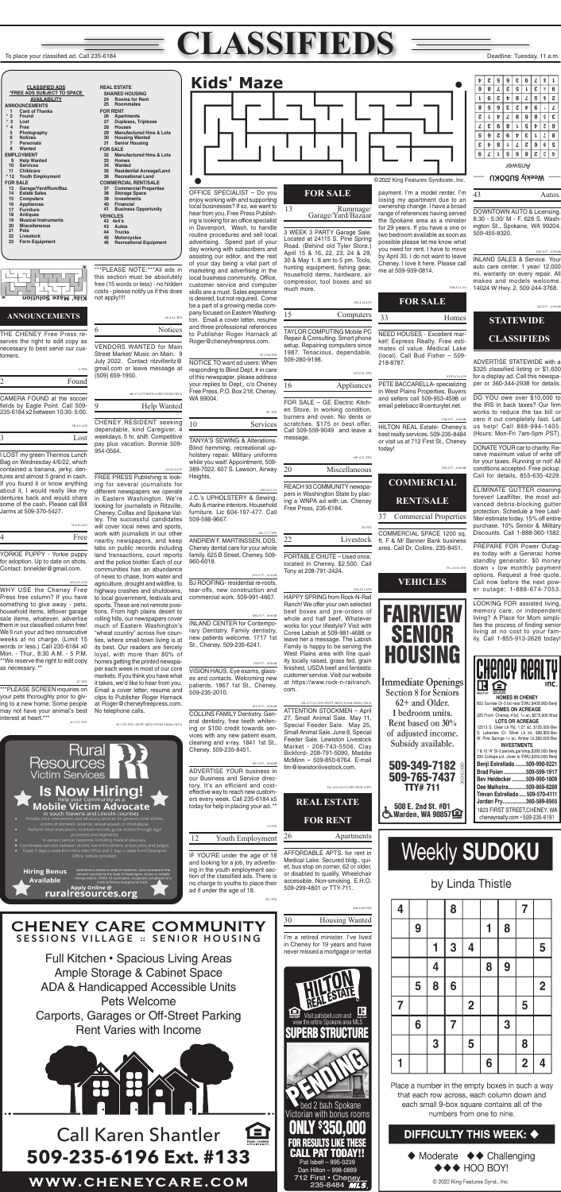# CLASSIFIEDS

To place your classified ad. Call 235-6184

Deadline: Tuesday, 11 a.m.

**CLASSIFIED ADS**
**\*REAL ESTATE SUBJECT TO SPACE AVAILABILITY**

**ANNOUNCEMENTS**
1 Card of Thanks
\* 2 Found
\* 3 Lost
\* 4 Free
5 Photography
6 Notices
7 Personals
8 Wanted

**EMPLOYMENT**
9 Help Wanted
10 Services
11 Childcare
\* 12 Youth Employment

**FOR SALE**
13 Garage/Yard/Rum/Baz.
14 Estate Sales
15 Computers
16 Appliances
17 Furniture
18 Antiques
19 Musical Instruments
20 Miscellaneous
21 Pets
22 Livestock
23 Farm Equipment

**REAL ESTATE**
**SHARED HOUSING**
24 Rooms for Rent
25 Roommates

**FOR RENT**
26 Apartments
27 Duplexes, Triplexes
28 Houses
29 Manufactured Hms & Lots
30 Housing Wanted
31 Senior Housing

**FOR SALE**
32 Manufactured Hms & Lots
33 Homes
34 Wanted
35 Residential Acreage/Land
36 Recreational Land

**COMMERCIAL RENT/SALE**
37 Commercial Properties
38 Storage Space
39 Investments
40 Financial
41 Business Opportunity

**VEHICLES**
42 4x4's
43 Autos
44 Trucks
45 Motorcycles
46 Recreational Equipment

Kids' Maze Solution

## ANNOUNCEMENTS

THE CHENEY Free Press reserves the right to edit copy as necessary to best serve our customers.

C-TFN

### 2 Found

CAMERA FOUND at the soccer fields by Eagle Point. Call 509-235-6184 x2 between 10:30- 5:00.

2B-4/14-4/28

### 3 Lost

I LOST my green Thermos Lunch Bag on Wednesday 4/6/22, which contained a banana, jerky, dentures and almost 5 grand in cash. If you found it or know anything about it, I would really like my dentures back and would share some of the cash. Please call Bill Jarms at 509-370-5427.

3L-4/14-4/21

### 4 Free

YORKIE PUPPY - Yorkie puppy for adoption. Up to date on shots. Contact: brnelder@gmail.com.

4Y-4/14-4/14

WHY USE the Cheney Free Press free column? If you have something to give away - pets, household items, leftover garage sale items, whatever, advertise them in our classified column free! We'll run your ad two consecutive weeks at no charge. (Limit 15 words or less.) Call 235-6184 x0 Mon. - Thur., 8:30 A.M. - 5 P.M. \*\*We reserve the right to edit copy as necessary. \*\*

4C-TFN

\*\*\*PLEASE SCREEN inquiries on your pets thoroughly prior to giving to a new home. Some people may not have your animal's best interest at heart.\*\*\*

4C-2/25-TFN

## Rural Resources Victim Services

**Is Now Hiring!**
Help your Community as a
**Mobile Victim Advocate**
in South Stevens and Lincoln counties

- Provide crisis intervention and advocacy services for general crime victims, victims of domestic violence, sexual assault, or child abuse.
- Perform initial evaluations, maintain records, guide victims through legal processes and regulations.
- In-person person response, including medical advocacy.
- Coordinates services between victims, law enforcement, prosecutors and judges.
- Travel 3 days a week from Kettle Falls Office and 2 days a week from Davenport Office. Vehicle provided.

**Hiring Bonus Available**

Valid driver's license in state of residence. Auto insurance in the amount required by the State of Washington. Accept vaccine or exemption. COVID-19 vaccination. Acceptable completion of a criminal history background check.

**Apply Online @ ruralresources.org**

\*\*\*REAL ESTATE NOTE:\*\*\*All ads in this section must be absolutely free (15 words or less) - no hidden costs - please notify us if this does not apply!!!!

4L-4/14-TFN

### 6 Notices

VENDORS WANTED for Main Street Market Music on Main. 9 July 2022. Contact ritzvilleritz@gmail.com or leave message at (509) 659-1950.

6R-4/7-4/21-RITZ-6785E-9811

### 9 Help Wanted

CHENEY RESIDENT seeking dependable, kind Caregiver. 4 weekdays, 5 hr. shift. Competitive pay plus vacation. Bonnie 509-954-0564.

9A-4/14-4/28

FREE PRESS Publishing is looking for several journalists for different newspapers we operate in Eastern Washington. We're looking for journalists in Ritzville, Cheney, Colfax and Spokane Valley. The successful candidates will cover local news and sports, work with journalists in our other nearby newspapers, and keep tabs on public records including land transactions, court reports and the police blotter. Each of our communities has an abundance of news to chase, from water and agriculture, drought and wildfire, to highway crashes and shutdowns, to local government, festivals and sports. These are not remote positions. From high plains desert to rolling hills, our newspapers cover much of Eastern Washington's "wheat country" across five counties, where small-town living is at its best. Our readers are fiercely loyal, with more than 80% of homes getting the printed newspaper each week in most of our core markets. If you think you have what it takes, we'd like to hear from you. Email a cover letter, resume and clips to Publisher Roger Harnack at Roger@cheneyfreepress.com. No telephone calls.

9C-7/29-TFN-DVPF-RITZ-6785E-9811

OFFICE SPECIALIST – Do you enjoy working with and supporting local businesses? If so, we want to hear from you. Free Press Publishing is looking for an office specialist in Davenport, Wash. to handle routine procedures and sell local advertising. Spend part of your day working with subscribers and assisting our editor, and the rest of your day being a vital part of marketing and advertising in the local business community. Office, customer service and computer skills are a must. Sales experience is desired, but not required. Come be a part of a growing media company focused on Eastern Washington. Email a cover letter, resume and three professional references to Publisher Roger Harnack at Roger@cheneyfreepress.com.

9C-3/24-TFN

NOTICE TO want ad users: When responding to Blind Dept. # in care of this newspaper, please address your replies to Dept., c/o Cheney Free Press, P.O. Box 218, Cheney, WA 99004.

9C-TFN

### 10 Services

TANYA'S SEWING & Alterations. Blind hemming, recreational upholstery repair. Military uniforms while you wait! Appointment, 509-389-7022. 607 S. Lawson, Airway Heights.

10D-4/21-TFN

J.C.'s UPHOLSTERY & Sewing. Auto & marine interiors. Household furniture. Lic. 604-197-477. Call 509-598-9667.

10L-1/7-TFN

ANDREW F. MARTINSSEN, DDS. Cheney dental care for your whole family. 625 B Street, Cheney. 509-960-6018.

10A-1/7 - 4/30/AB

BJ ROOFING- residential re-roofs, tear-offs, new construction and commercial work. 509-991-4667.

10B-3/17 - 4/30/AB

INLAND CENTER for Contemporary Dentistry. Family dentistry, new patients welcome. 1717 1st St., Cheney. 509-235-6241.

10I-3/17 - 4/30/AB

VISION HAUS. Eye exams, glasses and contacts. Welcoming new patients. 1867 1st St., Cheney. 509-235-2010.

10V-3/17 - 4/30/AB

COLLINS FAMILY Dentistry. General dentistry, free teeth whitening or $100 credit towards services with any new patient exam, cleaning and x-ray. 1841 1st St., Cheney. 509-235-8451.

10C-3/17 - 4/30/AB

ADVERTISE YOUR business in our Business and Service directory. It's an efficient and cost-effective way to reach new customers every week. Call 235-6184 x5 today for help in placing your ad. \*\*

10-TFN

### 12 Youth Employment

IF YOU'RE under the age of 18 and looking for a job, try advertising in the youth employment section of the classified ads. There is no charge to youths to place their ad if under the age of 18.

12C-TFN

## FOR SALE

### 13 Rummage/ Garage/Yard/Bazaar

3 WEEK 3 PARTY Garage Sale. Located at 24115 S. Pine Spring Road. (Behind old Tyler Store.) April 15 & 16, 22, 23, 24 & 29, 30 & May 1. 8 am to 5 pm. Tools, hunting equipment, fishing gear, household items, hardware, air compressor, tool boxes and so much more.

13R-4/14-4/29

### 15 Computers

TAYLOR COMPUTING Mobile PC Repair & Consulting. Smart phone setup. Repairing computers since 1987. Tenacious, dependable. 509-280-9198.

15T-4/21-TFN

### 16 Appliances

FOR SALE – GE Electric Kitchen Stove. In working condition, burners and oven. No dents or scratches. $175 or best offer. Call 509-559-9049 and leave a message.

16P-4/21-TFN

### 20 Miscellaneous

REACH 93 COMMUNITY newspapers in Washington State by placing a WNPA ad with us. Cheney Free Press, 235-6184.

20-TFN

### 22 Livestock

PORTABLE CHUTE – Used once, located in Cheney. $2,500. Call Tony at 208-791-2424.

22S-4/14-4/28

HAPPY SPRING from Rock-N-Rail Ranch! We offer your own selected beef boxes and pre-orders of whole and half beef. Whatever works for your lifestyle? Visit with Coree Labish at 509-981-4688 or leave her a message. The Labish Family is happy to be serving the West Plains area with fine quality locally raised, grass fed, grain finished, USDA beef and fantastic customer service. Visit our website at https://www.rock-n-railranch.com.

22L-3/31-TFN-DVPF-RITZ-6785E-9811

ATTENTION STOCKMEN – April 27, Small Animal Sale. May 11, Special Feeder Sale. May 25, Small Animal Sale. June 8, Special Feeder Sale. Lewiston Livestock Market - 208-743-5506, Clay Bickford- 208-791-5090, Maddie McMinn – 509-850-6764. E-mail llm@lewistonlivestock.com.

22L-4/21-4/21-RITZ-6785E

## REAL ESTATE

## FOR RENT

### 26 Apartments

AFFORDABLE APTS. for rent in Medical Lake. Secured bldg., quiet, bus stop on corner, 62 or older, or disabled to qualify. Wheelchair accessible. Non-smoking. E.H.O. 509-299-4801 or TTY-711.

26M-4/28-TFN

### 30 Housing Wanted

I'm a retired minister. I've lived in Cheney for 19 years and have never missed a mortgage or rental payment. I'm a model renter. I'm losing my apartment due to an ownership change. I have a broad range of references having served the Spokane area as a minister for 29 years. If you have a one or two bedroom available as soon as possible please let me know what you need for rent. I have to move by April 30. I do not want to leave Cheney. I love it here. Please call me at 509-939-0814.

30R-4/21-TFN

**HILTON REAL ESTATE**
Visit patsbell.com and view the entire Spokane area MLS
**SUPERB STRUCTURE**
**PENDING**
bed 2 bath Spokane Victorian with bonus rooms
**ONLY $350,000**
**FOR RESULTS LIKE THESE CALL PAT TODAY!!**
Pat Isbell – 995-0239
Dan Hilton – 998-0889
712 First • Cheney
235-8484 MLS

## FOR SALE

### 33 Homes

NEED HOUSES - Excellent market! Express Realty. Free estimates of value. Medical Lake (local). Call Bud Fisher – 509-218-8787.

33F-4/14-4/29

PETE BACCARELLA- specializing in West Plains Properties. Buyers and sellers call 509-953-4598 or email petebacc@centurytel.net.

33B-3/17 - 4/30/AB

HILTON REAL Estate- Cheney's best realty services. 509-235-8484 or visit us at 712 First St., Cheney today!

33H-3/17 - 4/30/AB

## COMMERCIAL RENT/SALE

### 37 Commercial Properties

COMMERCIAL SPACE 1200 sq. ft. F & M/ Banner Bank business area. Call Dr. Collins, 235-8451.

37C-10/4-TFN

## VEHICLES

### 43 Autos

DOWNTOWN AUTO & Licensing. 8:30 - 5:30/ M - F. 628 S. Washington St., Spokane, WA 99204. 509-455-8320.

43D-3/17 - 4/30/AB

INLAND SALES & Service. Your auto care center. 1 year/ 12,000 mi. warranty on every repair. All makes and models welcome. 14024 W Hwy. 2. 509-244-3768.

43I-3/17 - 4/30/AB

## STATEWIDE CLASSIFIEDS

ADVERTISE STATEWIDE with a $325 classified listing or $1,600 for a display ad. Call this newspaper or 360-344-2938 for details.

DO YOU owe over $10,000 to the IRS in back taxes? Our firm works to reduce the tax bill or zero it out completely fast. Let us help! Call 888-994-1405. (Hours: Mon-Fri 7am-5pm PST).

DONATE YOUR car to charity. Receive maximum value of write off for your taxes. Running or not! All conditions accepted. Free pickup. Call for details, 855-635-4229.

ELIMINATE GUTTER cleaning forever! LeafFilter, the most advanced debris-blocking gutter protection. Schedule a free LeafFilter estimate today. 15% off entire purchase. 10% Senior & Military Discounts. Call 1-888-360-1582.

PREPARE FOR Power Outages today with a Generac home standby generator. $0 money down + low monthly payment options. Request a free quote. Call now before the next power outage: 1-888-674-7053.

LOOKING FOR assisted living, memory care, or independent living? A Place for Mom simplifies the process of finding senior living at no cost to your family. Call 1-855-913-2628 today!

## FAIRVIEW SENIOR HOUSING

**Immediate Openings**
Section 8 for Seniors 62+ and Older.
1 bedroom units.
Rent based on 30% of adjusted income.
Subsidy available.

**509-349-7182**
**509-765-7437**
**TTY# 711**

508 E. 2nd St. #D1
Warden, WA 98857

## CHENEY REALTY INC.

**HOMES IN CHENEY**
602 Sunrise Dr-3 bd near EWU, $409,000-Benji
**HOMES ON ACREAGE**
225 Fronti- Cheney, 4 bd, 1+ ac, $275,000-Brad
**LOTS OR ACREAGE**
12513 S. Clear Lk Rd, 1.27 ac, $125,000-Bev
S. Lakeview Ct- Silver Lk lot, $89,900-Bev
W. Pine Springs- 1+ ac, Amber Ln, $80,000-Bev
**INVESTMENTS**
7 & 10 1/4" St-2 parcels, garage/shop, $395,000-Benji
295 College Ln- close to EWU, $250,000-Benji

**Benji Estrellado.......509-990-9221**
**Brad Foien...............509-599-1917**
**Bev Heidecker..........509-990-1809**
**Dee Malhotra............509-869-8289**
**Trevan Estrellado......509-570-4111**
**Jordan Fry................360-589-8565**

1823 FIRST STREET, CHENEY, WA
cheneyrealty.com • 509-235-6191

## CHENEY CARE COMMUNITY
SESSIONS VILLAGE :: SENIOR HOUSING

Full Kitchen • Spacious Living Areas
Ample Storage & Cabinet Space
ADA & Handicapped Accessible Units
Pets Welcome
Carports, Garages or Off-Street Parking
Rent Varies with Income

Call Karen Shantler
**509-235-6196 Ext. #133**

WWW.CHENEYCARE.COM

## Kids' Maze

© 2022 King Features Syndicate, Inc.

## Weekly SUDOKU

by Linda Thistle

| | | | | | | | | |
|---|---|---|---|---|---|---|---|---|
| 4 | | | 8 | | | | 7 | |
| | 9 | | | | 1 | 8 | | |
| | | 1 | 3 | 4 | | | | 5 |
| | | 4 | | | 8 | 9 | | |
| | 5 | 8 | 6 | | | | | 2 |
| 7 | | | | 2 | | | 5 | |
| | 6 | | 7 | | | 3 | | |
| | | 3 | | 5 | | | 8 | |
| 1 | | | | | 6 | | 2 | 4 |

Place a number in the empty boxes in such a way that each row across, each column down and each small 9-box square contains all of the numbers from one to nine.

**DIFFICULTY THIS WEEK: ◆**

◆ Moderate ◆◆ Challenging
◆◆◆ HOO BOY!

© 2022 King Features Synd., Inc.

**Weekly SUDOKU Answer**

| | | | | | | | | |
|---|---|---|---|---|---|---|---|---|
| 4 | 1 | 5 | 8 | 6 | 2 | 3 | 7 | 9 |
| 3 | 9 | 6 | 5 | 7 | 1 | 8 | 4 | 2 |
| 8 | 2 | 1 | 3 | 4 | 9 | 6 | 5 | 7 |
| 6 | 3 | 4 | 2 | 1 | 8 | 9 | 7 | 5 |
| 9 | 5 | 8 | 6 | 3 | 7 | 4 | 1 | 2 |
| 7 | 1 | 9 | 4 | 2 | 3 | 8 | 5 | 6 |
| 5 | 6 | 2 | 7 | 8 | 4 | 3 | 9 | 1 |
| 2 | 4 | 3 | 1 | 5 | 6 | 7 | 8 | 9 |
| 1 | 7 | 8 | 9 | 3 | 6 | 5 | 2 | 4 |